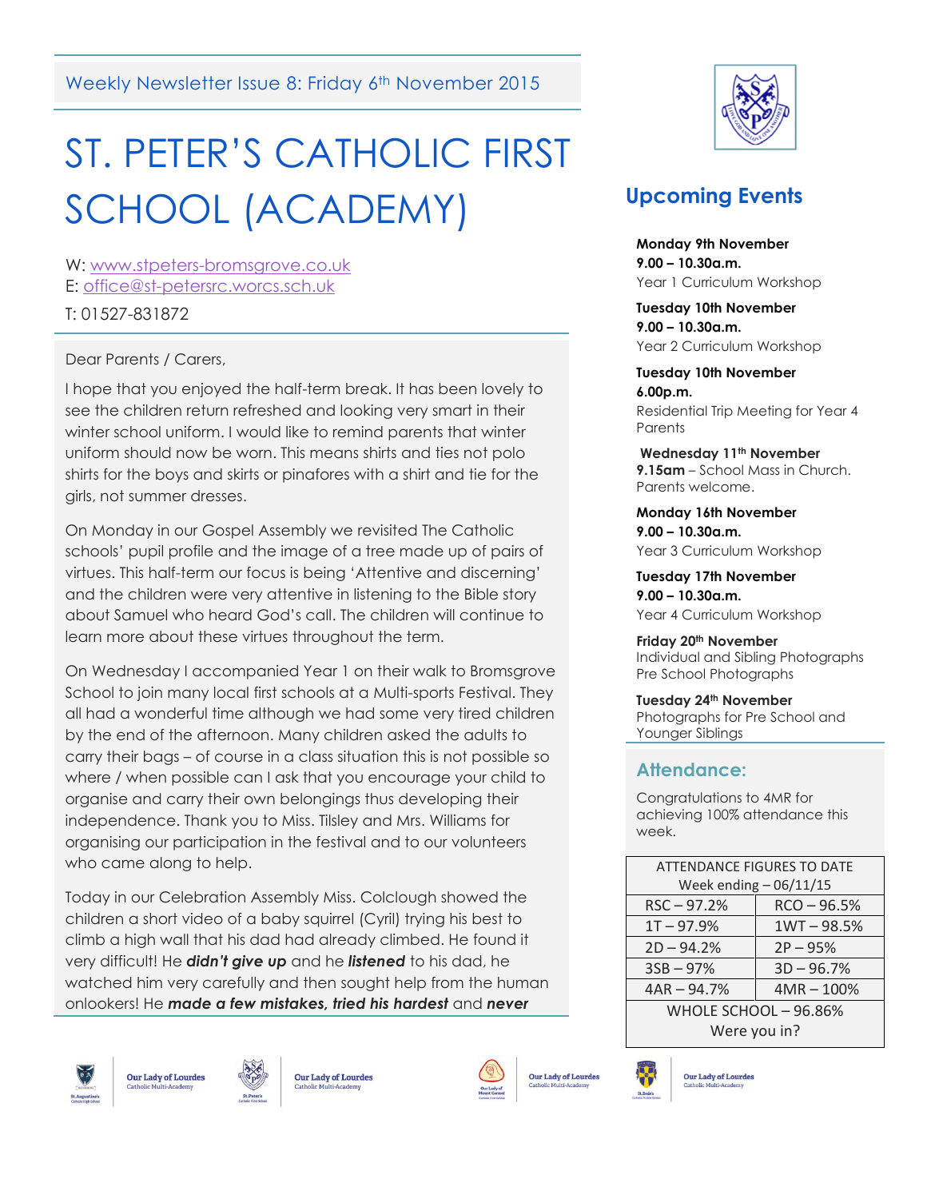Weekly Newsletter Issue 8: Friday 6th November 2015

# ST. PETER'S CATHOLIC FIRST SCHOOL (ACADEMY)

W: www.stpeters-bromsgrove.co.uk
E: office@st-petersrc.worcs.sch.uk
T: 01527-831872

Dear Parents / Carers,

I hope that you enjoyed the half-term break. It has been lovely to see the children return refreshed and looking very smart in their winter school uniform. I would like to remind parents that winter uniform should now be worn. This means shirts and ties not polo shirts for the boys and skirts or pinafores with a shirt and tie for the girls, not summer dresses.

On Monday in our Gospel Assembly we revisited The Catholic schools' pupil profile and the image of a tree made up of pairs of virtues. This half-term our focus is being 'Attentive and discerning' and the children were very attentive in listening to the Bible story about Samuel who heard God's call. The children will continue to learn more about these virtues throughout the term.

On Wednesday I accompanied Year 1 on their walk to Bromsgrove School to join many local first schools at a Multi-sports Festival. They all had a wonderful time although we had some very tired children by the end of the afternoon. Many children asked the adults to carry their bags – of course in a class situation this is not possible so where / when possible can I ask that you encourage your child to organise and carry their own belongings thus developing their independence. Thank you to Miss. Tilsley and Mrs. Williams for organising our participation in the festival and to our volunteers who came along to help.

Today in our Celebration Assembly Miss. Colclough showed the children a short video of a baby squirrel (Cyril) trying his best to climb a high wall that his dad had already climbed. He found it very difficult! He ***didn't give up*** and he ***listened*** to his dad, he watched him very carefully and then sought help from the human onlookers! He ***made a few mistakes, tried his hardest*** and ***never***

## Upcoming Events

**Monday 9th November**
**9.00 – 10.30a.m.**
Year 1 Curriculum Workshop

**Tuesday 10th November**
**9.00 – 10.30a.m.**
Year 2 Curriculum Workshop

**Tuesday 10th November**
**6.00p.m.**
Residential Trip Meeting for Year 4 Parents

**Wednesday 11th November**
**9.15am** – School Mass in Church. Parents welcome.

**Monday 16th November**
**9.00 – 10.30a.m.**
Year 3 Curriculum Workshop

**Tuesday 17th November**
**9.00 – 10.30a.m.**
Year 4 Curriculum Workshop

**Friday 20th November**
Individual and Sibling Photographs
Pre School Photographs

**Tuesday 24th November**
Photographs for Pre School and Younger Siblings

## Attendance:

Congratulations to 4MR for achieving 100% attendance this week.

| ATTENDANCE FIGURES TO DATE Week ending – 06/11/15 | |
|---|---|
| RSC – 97.2% | RCO – 96.5% |
| 1T – 97.9% | 1WT – 98.5% |
| 2D – 94.2% | 2P – 95% |
| 3SB – 97% | 3D – 96.7% |
| 4AR – 94.7% | 4MR – 100% |
| WHOLE SCHOOL – 96.86% Were you in? | |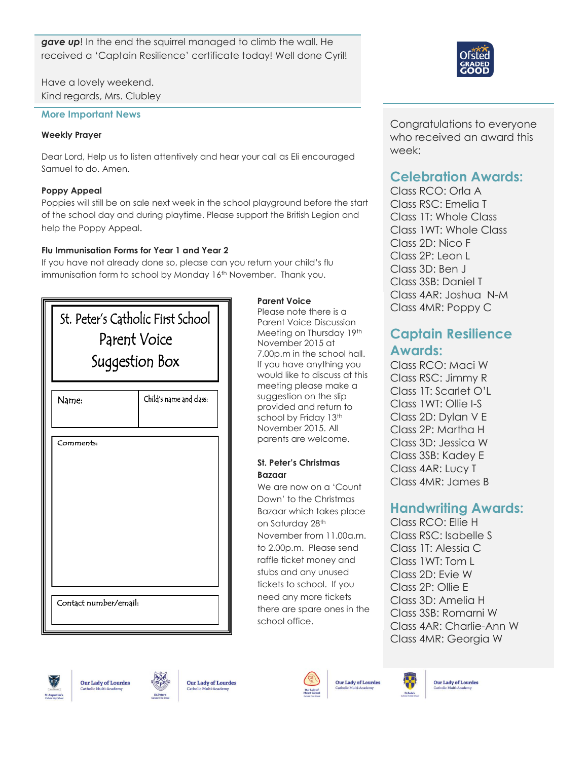***gave up***! In the end the squirrel managed to climb the wall. He received a 'Captain Resilience' certificate today! Well done Cyril!

Have a lovely weekend.
Kind regards, Mrs. Clubley

## More Important News

**Weekly Prayer**

Dear Lord, Help us to listen attentively and hear your call as Eli encouraged Samuel to do. Amen.

**Poppy Appeal**

Poppies will still be on sale next week in the school playground before the start of the school day and during playtime. Please support the British Legion and help the Poppy Appeal.

**Flu Immunisation Forms for Year 1 and Year 2**

If you have not already done so, please can you return your child's flu immunisation form to school by Monday 16th November. Thank you.

St. Peter's Catholic First School
Parent Voice
Suggestion Box

| Name: | Child's name and class: |
|---|---|

Comments:

Contact number/email:

**Parent Voice**

Please note there is a Parent Voice Discussion Meeting on Thursday 19th November 2015 at 7.00p.m in the school hall. If you have anything you would like to discuss at this meeting please make a suggestion on the slip provided and return to school by Friday 13th November 2015. All parents are welcome.

**St. Peter's Christmas Bazaar**

We are now on a 'Count Down' to the Christmas Bazaar which takes place on Saturday 28th November from 11.00a.m. to 2.00p.m. Please send raffle ticket money and stubs and any unused tickets to school. If you need any more tickets there are spare ones in the school office.

Congratulations to everyone who received an award this week:

## Celebration Awards:

Class RCO: Orla A
Class RSC: Emelia T
Class 1T: Whole Class
Class 1WT: Whole Class
Class 2D: Nico F
Class 2P: Leon L
Class 3D: Ben J
Class 3SB: Daniel T
Class 4AR: Joshua N-M
Class 4MR: Poppy C

## Captain Resilience Awards:

Class RCO: Maci W
Class RSC: Jimmy R
Class 1T: Scarlet O'L
Class 1WT: Ollie I-S
Class 2D: Dylan V E
Class 2P: Martha H
Class 3D: Jessica W
Class 3SB: Kadey E
Class 4AR: Lucy T
Class 4MR: James B

## Handwriting Awards:

Class RCO: Ellie H
Class RSC: Isabelle S
Class 1T: Alessia C
Class 1WT: Tom L
Class 2D: Evie W
Class 2P: Ollie E
Class 3D: Amelia H
Class 3SB: Romarni W
Class 4AR: Charlie-Ann W
Class 4MR: Georgia W